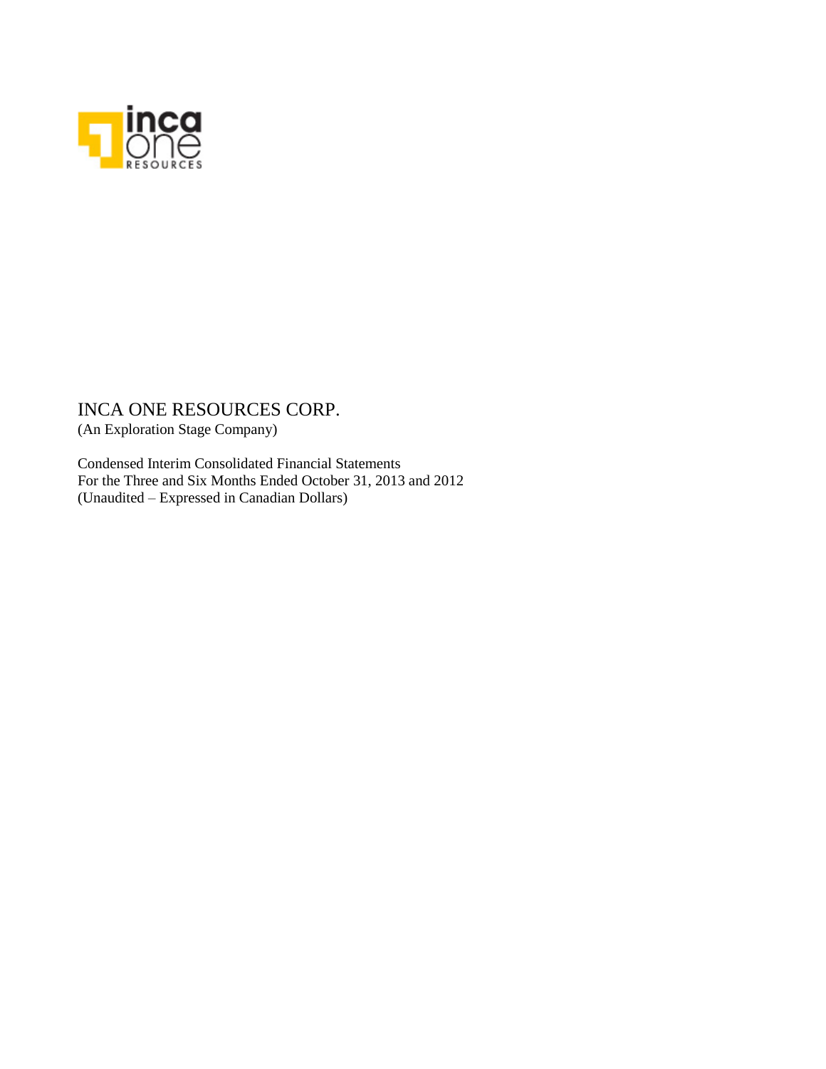# INCA ONE RESOURCES CORP.

(An Exploration Stage Company)

Condensed Interim Consolidated Financial Statements
For the Three and Six Months Ended October 31, 2013 and 2012
(Unaudited – Expressed in Canadian Dollars)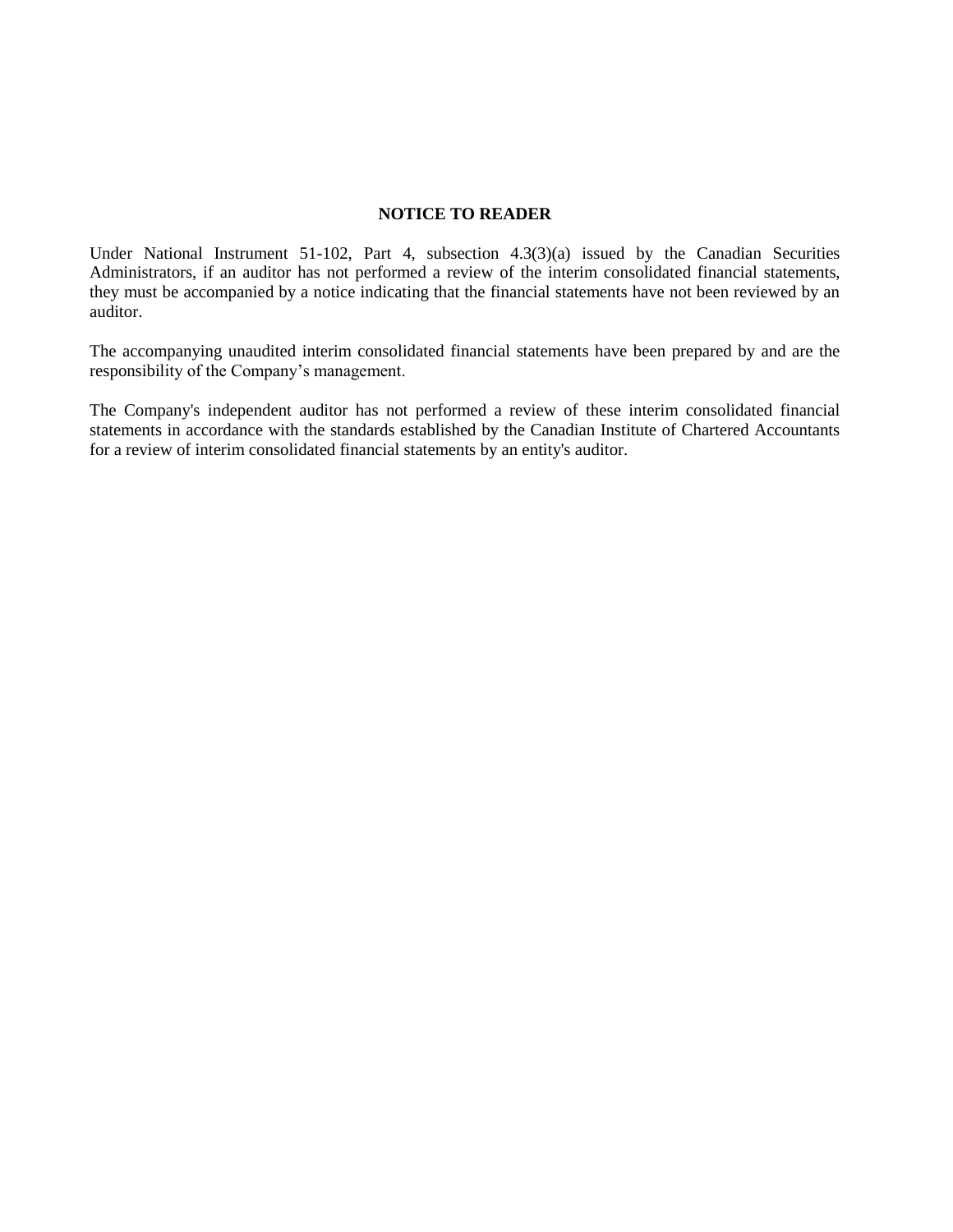## NOTICE TO READER

Under National Instrument 51-102, Part 4, subsection 4.3(3)(a) issued by the Canadian Securities Administrators, if an auditor has not performed a review of the interim consolidated financial statements, they must be accompanied by a notice indicating that the financial statements have not been reviewed by an auditor.

The accompanying unaudited interim consolidated financial statements have been prepared by and are the responsibility of the Company's management.

The Company's independent auditor has not performed a review of these interim consolidated financial statements in accordance with the standards established by the Canadian Institute of Chartered Accountants for a review of interim consolidated financial statements by an entity's auditor.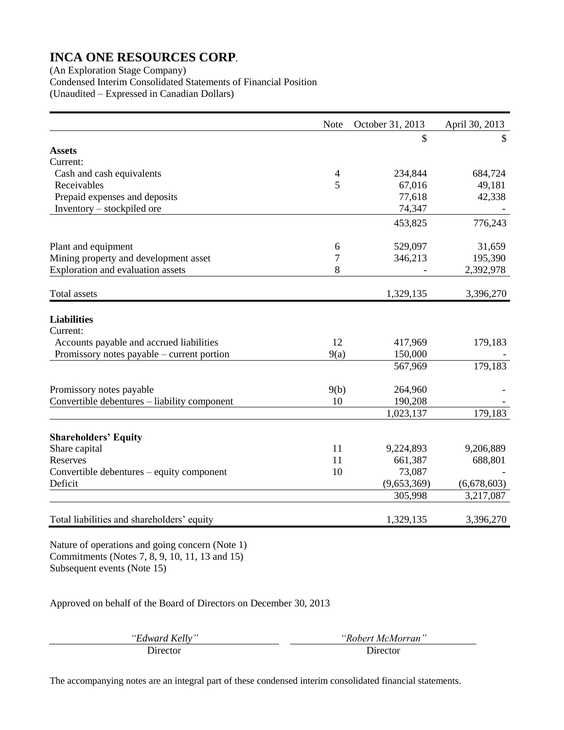# INCA ONE RESOURCES CORP.

(An Exploration Stage Company)
Condensed Interim Consolidated Statements of Financial Position
(Unaudited – Expressed in Canadian Dollars)

| | Note | October 31, 2013 | April 30, 2013 |
|---|---|---|---|
| | | $ | $ |
| **Assets** | | | |
| Current: | | | |
| Cash and cash equivalents | 4 | 234,844 | 684,724 |
| Receivables | 5 | 67,016 | 49,181 |
| Prepaid expenses and deposits | | 77,618 | 42,338 |
| Inventory – stockpiled ore | | 74,347 | - |
| | | 453,825 | 776,243 |
| Plant and equipment | 6 | 529,097 | 31,659 |
| Mining property and development asset | 7 | 346,213 | 195,390 |
| Exploration and evaluation assets | 8 | - | 2,392,978 |
| Total assets | | 1,329,135 | 3,396,270 |
| **Liabilities** | | | |
| Current: | | | |
| Accounts payable and accrued liabilities | 12 | 417,969 | 179,183 |
| Promissory notes payable – current portion | 9(a) | 150,000 | - |
| | | 567,969 | 179,183 |
| Promissory notes payable | 9(b) | 264,960 | - |
| Convertible debentures – liability component | 10 | 190,208 | - |
| | | 1,023,137 | 179,183 |
| **Shareholders' Equity** | | | |
| Share capital | 11 | 9,224,893 | 9,206,889 |
| Reserves | 11 | 661,387 | 688,801 |
| Convertible debentures – equity component | 10 | 73,087 | - |
| Deficit | | (9,653,369) | (6,678,603) |
| | | 305,998 | 3,217,087 |
| Total liabilities and shareholders' equity | | 1,329,135 | 3,396,270 |

Nature of operations and going concern (Note 1)
Commitments (Notes 7, 8, 9, 10, 11, 13 and 15)
Subsequent events (Note 15)

Approved on behalf of the Board of Directors on December 30, 2013

| *"Edward Kelly"* | *"Robert McMorran"* |
|---|---|
| Director | Director |

The accompanying notes are an integral part of these condensed interim consolidated financial statements.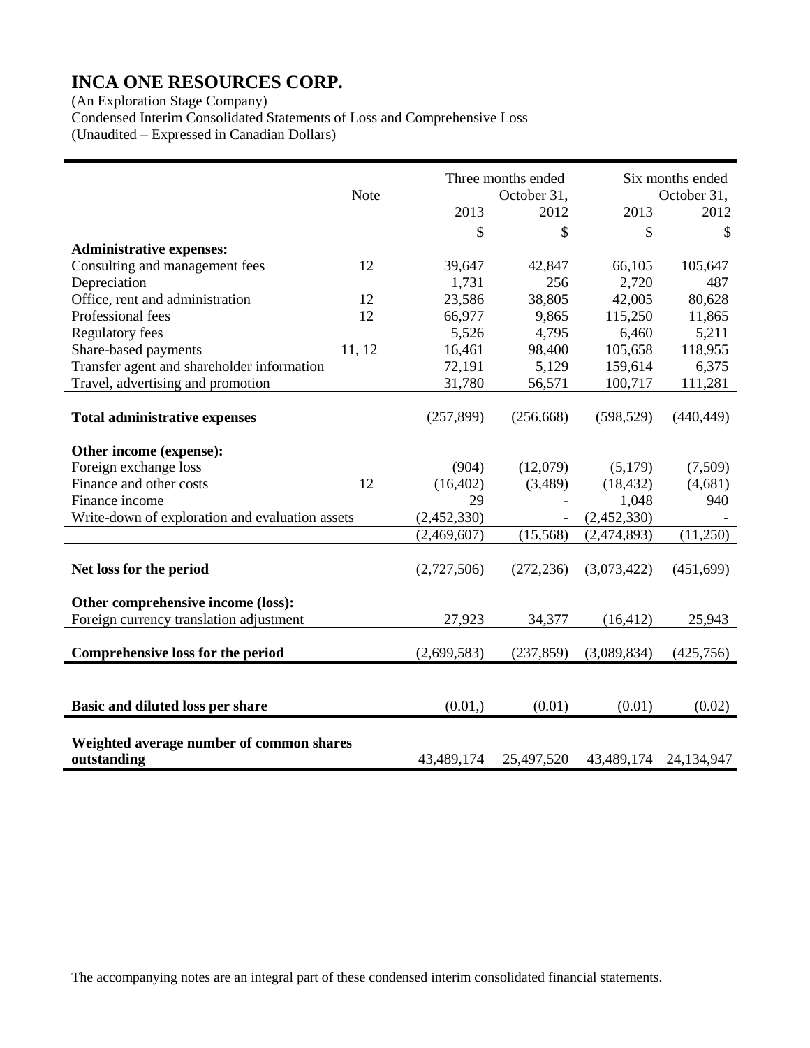# INCA ONE RESOURCES CORP.

(An Exploration Stage Company)
Condensed Interim Consolidated Statements of Loss and Comprehensive Loss
(Unaudited – Expressed in Canadian Dollars)

| | Note | Three months ended October 31, 2013 | Three months ended October 31, 2012 | Six months ended October 31, 2013 | Six months ended October 31, 2012 |
|---|---|---|---|---|---|
| | | $ | $ | $ | $ |
| **Administrative expenses:** | | | | | |
| Consulting and management fees | 12 | 39,647 | 42,847 | 66,105 | 105,647 |
| Depreciation | | 1,731 | 256 | 2,720 | 487 |
| Office, rent and administration | 12 | 23,586 | 38,805 | 42,005 | 80,628 |
| Professional fees | 12 | 66,977 | 9,865 | 115,250 | 11,865 |
| Regulatory fees | | 5,526 | 4,795 | 6,460 | 5,211 |
| Share-based payments | 11, 12 | 16,461 | 98,400 | 105,658 | 118,955 |
| Transfer agent and shareholder information | | 72,191 | 5,129 | 159,614 | 6,375 |
| Travel, advertising and promotion | | 31,780 | 56,571 | 100,717 | 111,281 |
| **Total administrative expenses** | | (257,899) | (256,668) | (598,529) | (440,449) |
| **Other income (expense):** | | | | | |
| Foreign exchange loss | | (904) | (12,079) | (5,179) | (7,509) |
| Finance and other costs | 12 | (16,402) | (3,489) | (18,432) | (4,681) |
| Finance income | | 29 | - | 1,048 | 940 |
| Write-down of exploration and evaluation assets | | (2,452,330) | - | (2,452,330) | - |
| | | (2,469,607) | (15,568) | (2,474,893) | (11,250) |
| **Net loss for the period** | | (2,727,506) | (272,236) | (3,073,422) | (451,699) |
| **Other comprehensive income (loss):** | | | | | |
| Foreign currency translation adjustment | | 27,923 | 34,377 | (16,412) | 25,943 |
| **Comprehensive loss for the period** | | (2,699,583) | (237,859) | (3,089,834) | (425,756) |
| **Basic and diluted loss per share** | | (0.01,) | (0.01) | (0.01) | (0.02) |
| **Weighted average number of common shares outstanding** | | 43,489,174 | 25,497,520 | 43,489,174 | 24,134,947 |

The accompanying notes are an integral part of these condensed interim consolidated financial statements.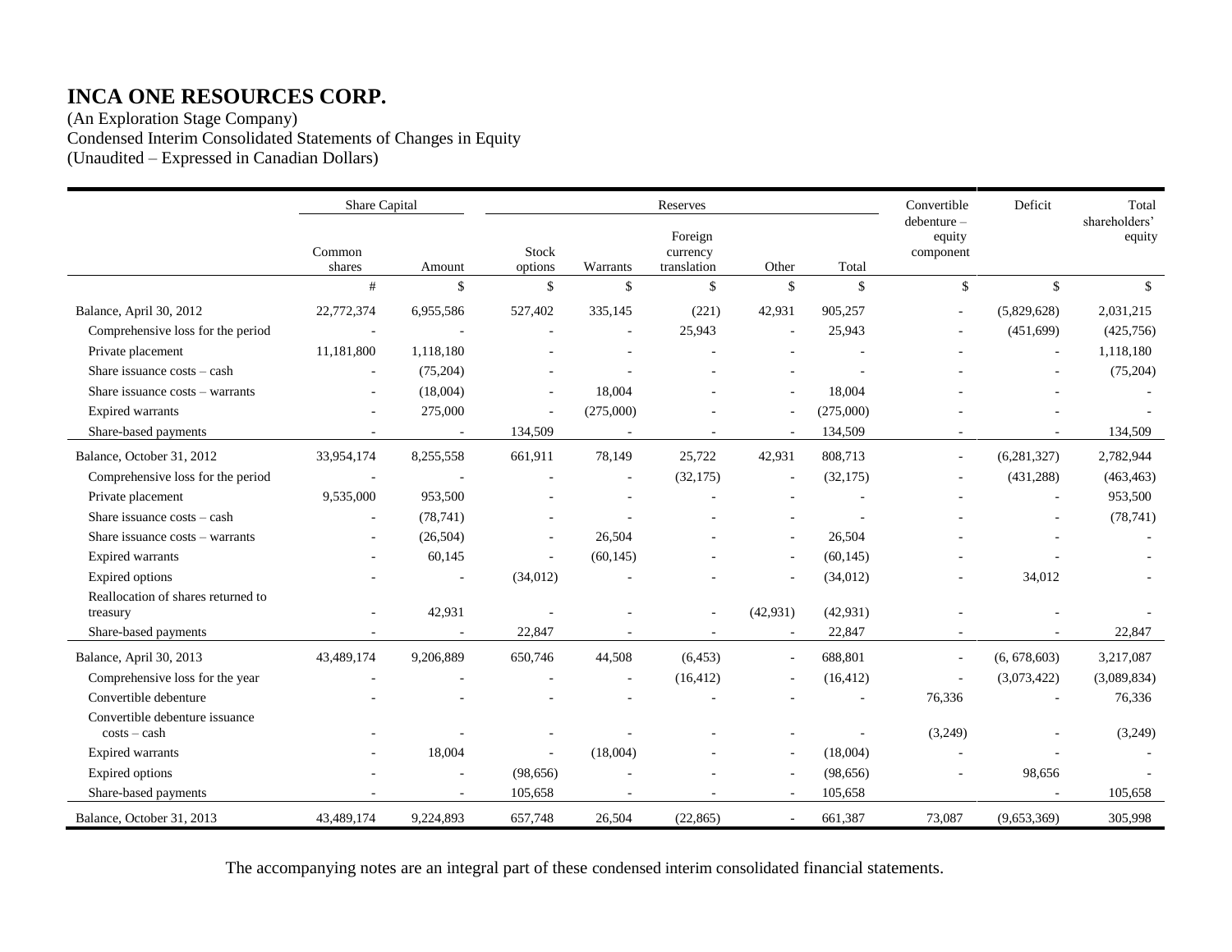# INCA ONE RESOURCES CORP.

(An Exploration Stage Company)
Condensed Interim Consolidated Statements of Changes in Equity
(Unaudited – Expressed in Canadian Dollars)

| | Share Capital | | Reserves | | | | | Convertible debenture – equity component | Deficit | Total shareholders' equity |
|---|---|---|---|---|---|---|---|---|---|---|
| | Common shares | Amount | Stock options | Warrants | Foreign currency translation | Other | Total | | | |
| | # | $ | $ | $ | $ | $ | $ | $ | $ | $ |
| Balance, April 30, 2012 | 22,772,374 | 6,955,586 | 527,402 | 335,145 | (221) | 42,931 | 905,257 | - | (5,829,628) | 2,031,215 |
| Comprehensive loss for the period | - | - | - | - | 25,943 | - | 25,943 | - | (451,699) | (425,756) |
| Private placement | 11,181,800 | 1,118,180 | - | - | - | - | - | - | - | 1,118,180 |
| Share issuance costs – cash | - | (75,204) | - | - | - | - | - | - | - | (75,204) |
| Share issuance costs – warrants | - | (18,004) | - | 18,004 | - | - | 18,004 | - | - | - |
| Expired warrants | - | 275,000 | - | (275,000) | - | - | (275,000) | - | - | - |
| Share-based payments | - | - | 134,509 | - | - | - | 134,509 | - | - | 134,509 |
| Balance, October 31, 2012 | 33,954,174 | 8,255,558 | 661,911 | 78,149 | 25,722 | 42,931 | 808,713 | - | (6,281,327) | 2,782,944 |
| Comprehensive loss for the period | - | - | - | - | (32,175) | - | (32,175) | - | (431,288) | (463,463) |
| Private placement | 9,535,000 | 953,500 | - | - | - | - | - | - | - | 953,500 |
| Share issuance costs – cash | - | (78,741) | - | - | - | - | - | - | - | (78,741) |
| Share issuance costs – warrants | - | (26,504) | - | 26,504 | - | - | 26,504 | - | - | - |
| Expired warrants | - | 60,145 | - | (60,145) | - | - | (60,145) | - | - | - |
| Expired options | - | - | (34,012) | - | - | - | (34,012) | - | 34,012 | - |
| Reallocation of shares returned to treasury | - | 42,931 | - | - | - | (42,931) | (42,931) | - | - | - |
| Share-based payments | - | - | 22,847 | - | - | - | 22,847 | - | - | 22,847 |
| Balance, April 30, 2013 | 43,489,174 | 9,206,889 | 650,746 | 44,508 | (6,453) | - | 688,801 | - | (6, 678,603) | 3,217,087 |
| Comprehensive loss for the year | - | - | - | - | (16,412) | - | (16,412) | - | (3,073,422) | (3,089,834) |
| Convertible debenture | - | - | - | - | - | - | - | 76,336 | - | 76,336 |
| Convertible debenture issuance costs – cash | - | - | - | - | - | - | - | (3,249) | - | (3,249) |
| Expired warrants | - | 18,004 | - | (18,004) | - | - | (18,004) | - | - | - |
| Expired options | - | - | (98,656) | - | - | - | (98,656) | - | 98,656 | - |
| Share-based payments | - | - | 105,658 | - | - | - | 105,658 | | - | 105,658 |
| Balance, October 31, 2013 | 43,489,174 | 9,224,893 | 657,748 | 26,504 | (22,865) | - | 661,387 | 73,087 | (9,653,369) | 305,998 |

The accompanying notes are an integral part of these condensed interim consolidated financial statements.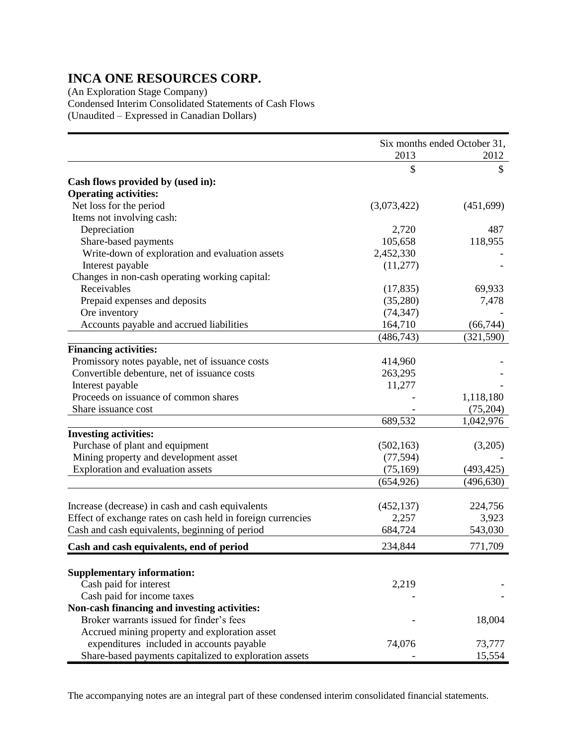# INCA ONE RESOURCES CORP.

(An Exploration Stage Company)
Condensed Interim Consolidated Statements of Cash Flows
(Unaudited – Expressed in Canadian Dollars)

| | Six months ended October 31, | |
|---|---|---|
| | 2013 | 2012 |
| | $ | $ |
| **Cash flows provided by (used in):** | | |
| **Operating activities:** | | |
| Net loss for the period | (3,073,422) | (451,699) |
| Items not involving cash: | | |
| Depreciation | 2,720 | 487 |
| Share-based payments | 105,658 | 118,955 |
| Write-down of exploration and evaluation assets | 2,452,330 | - |
| Interest payable | (11,277) | - |
| Changes in non-cash operating working capital: | | |
| Receivables | (17,835) | 69,933 |
| Prepaid expenses and deposits | (35,280) | 7,478 |
| Ore inventory | (74,347) | - |
| Accounts payable and accrued liabilities | 164,710 | (66,744) |
| | (486,743) | (321,590) |
| **Financing activities:** | | |
| Promissory notes payable, net of issuance costs | 414,960 | - |
| Convertible debenture, net of issuance costs | 263,295 | - |
| Interest payable | 11,277 | - |
| Proceeds on issuance of common shares | - | 1,118,180 |
| Share issuance cost | - | (75,204) |
| | 689,532 | 1,042,976 |
| **Investing activities:** | | |
| Purchase of plant and equipment | (502,163) | (3,205) |
| Mining property and development asset | (77,594) | - |
| Exploration and evaluation assets | (75,169) | (493,425) |
| | (654,926) | (496,630) |
| Increase (decrease) in cash and cash equivalents | (452,137) | 224,756 |
| Effect of exchange rates on cash held in foreign currencies | 2,257 | 3,923 |
| Cash and cash equivalents, beginning of period | 684,724 | 543,030 |
| **Cash and cash equivalents, end of period** | 234,844 | 771,709 |
| **Supplementary information:** | | |
| Cash paid for interest | 2,219 | - |
| Cash paid for income taxes | - | - |
| **Non-cash financing and investing activities:** | | |
| Broker warrants issued for finder's fees | - | 18,004 |
| Accrued mining property and exploration asset expenditures included in accounts payable | 74,076 | 73,777 |
| Share-based payments capitalized to exploration assets | - | 15,554 |

The accompanying notes are an integral part of these condensed interim consolidated financial statements.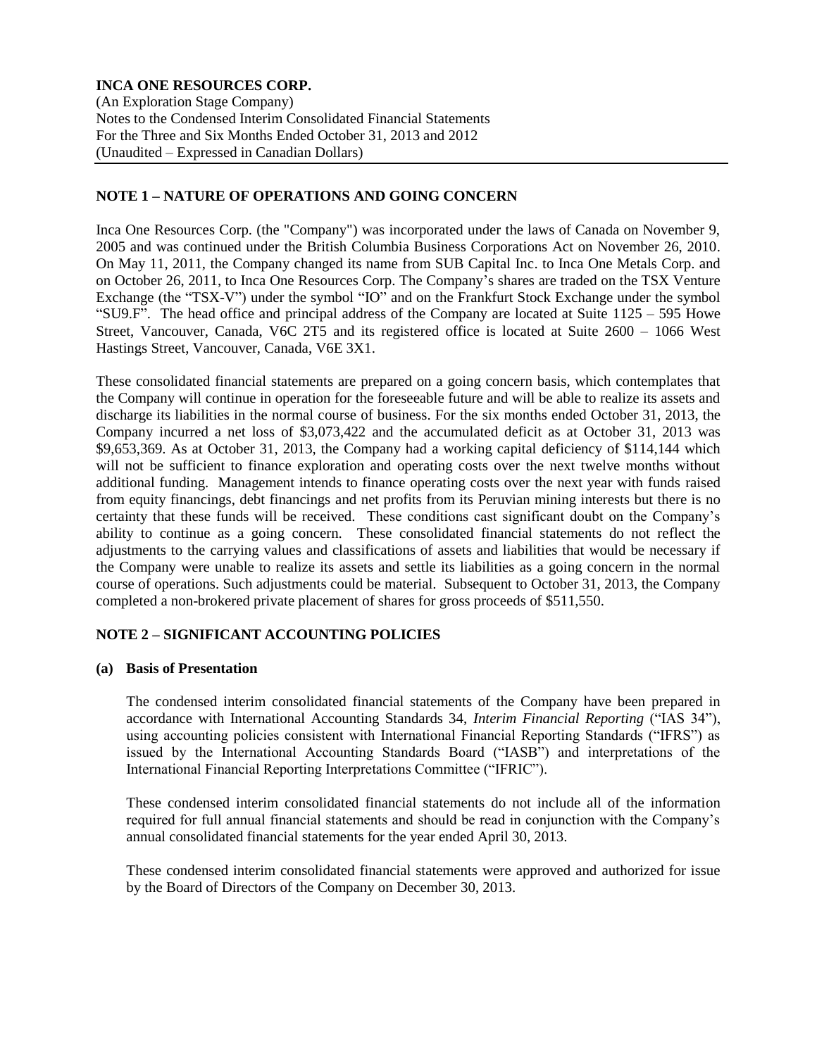**INCA ONE RESOURCES CORP.**
(An Exploration Stage Company)
Notes to the Condensed Interim Consolidated Financial Statements
For the Three and Six Months Ended October 31, 2013 and 2012
(Unaudited – Expressed in Canadian Dollars)

## NOTE 1 – NATURE OF OPERATIONS AND GOING CONCERN

Inca One Resources Corp. (the "Company") was incorporated under the laws of Canada on November 9, 2005 and was continued under the British Columbia Business Corporations Act on November 26, 2010. On May 11, 2011, the Company changed its name from SUB Capital Inc. to Inca One Metals Corp. and on October 26, 2011, to Inca One Resources Corp. The Company's shares are traded on the TSX Venture Exchange (the "TSX-V") under the symbol "IO" and on the Frankfurt Stock Exchange under the symbol "SU9.F". The head office and principal address of the Company are located at Suite 1125 – 595 Howe Street, Vancouver, Canada, V6C 2T5 and its registered office is located at Suite 2600 – 1066 West Hastings Street, Vancouver, Canada, V6E 3X1.

These consolidated financial statements are prepared on a going concern basis, which contemplates that the Company will continue in operation for the foreseeable future and will be able to realize its assets and discharge its liabilities in the normal course of business. For the six months ended October 31, 2013, the Company incurred a net loss of $3,073,422 and the accumulated deficit as at October 31, 2013 was $9,653,369. As at October 31, 2013, the Company had a working capital deficiency of $114,144 which will not be sufficient to finance exploration and operating costs over the next twelve months without additional funding. Management intends to finance operating costs over the next year with funds raised from equity financings, debt financings and net profits from its Peruvian mining interests but there is no certainty that these funds will be received. These conditions cast significant doubt on the Company's ability to continue as a going concern. These consolidated financial statements do not reflect the adjustments to the carrying values and classifications of assets and liabilities that would be necessary if the Company were unable to realize its assets and settle its liabilities as a going concern in the normal course of operations. Such adjustments could be material. Subsequent to October 31, 2013, the Company completed a non-brokered private placement of shares for gross proceeds of $511,550.

## NOTE 2 – SIGNIFICANT ACCOUNTING POLICIES

### (a) Basis of Presentation

The condensed interim consolidated financial statements of the Company have been prepared in accordance with International Accounting Standards 34, *Interim Financial Reporting* ("IAS 34"), using accounting policies consistent with International Financial Reporting Standards ("IFRS") as issued by the International Accounting Standards Board ("IASB") and interpretations of the International Financial Reporting Interpretations Committee ("IFRIC").

These condensed interim consolidated financial statements do not include all of the information required for full annual financial statements and should be read in conjunction with the Company's annual consolidated financial statements for the year ended April 30, 2013.

These condensed interim consolidated financial statements were approved and authorized for issue by the Board of Directors of the Company on December 30, 2013.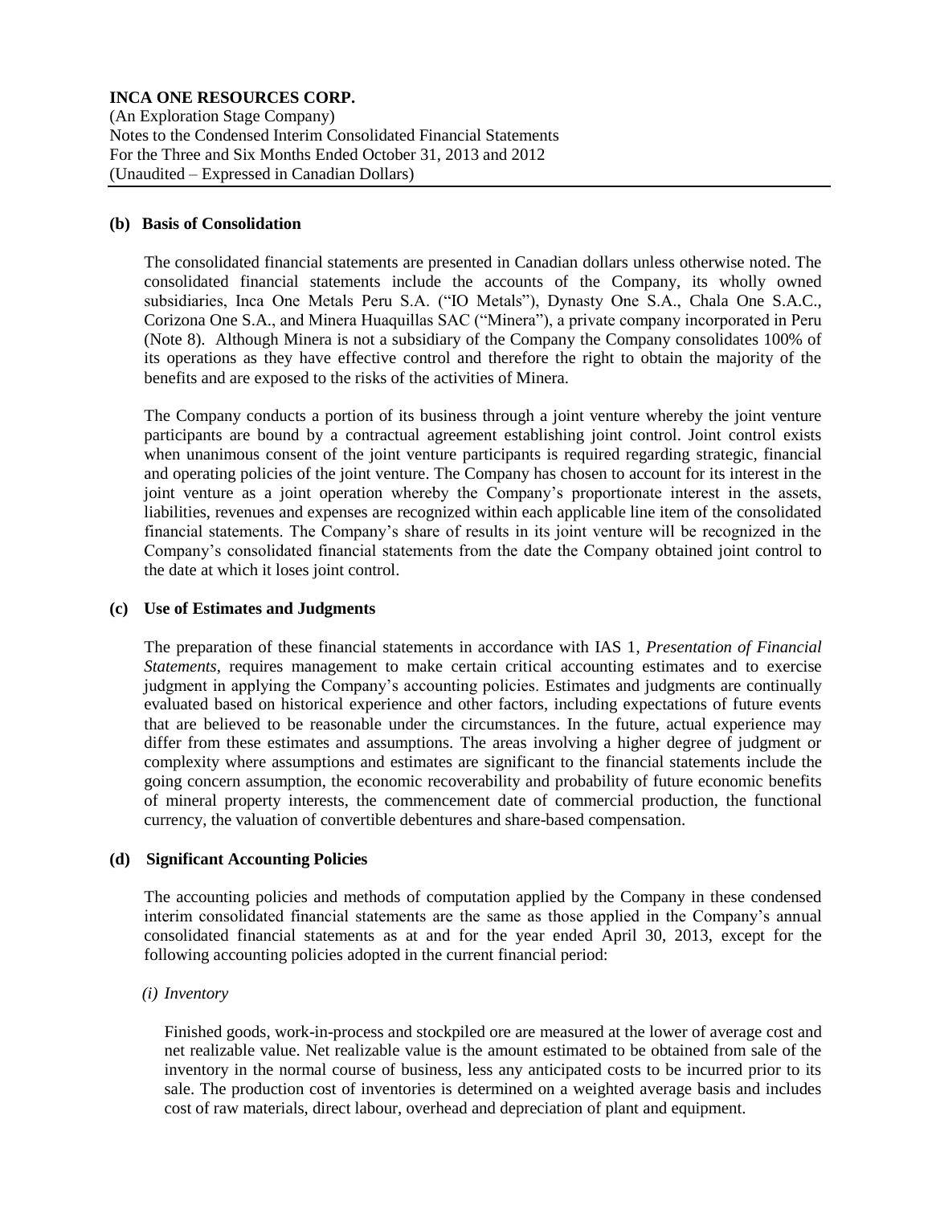#### (b) Basis of Consolidation

The consolidated financial statements are presented in Canadian dollars unless otherwise noted. The consolidated financial statements include the accounts of the Company, its wholly owned subsidiaries, Inca One Metals Peru S.A. ("IO Metals"), Dynasty One S.A., Chala One S.A.C., Corizona One S.A., and Minera Huaquillas SAC ("Minera"), a private company incorporated in Peru (Note 8). Although Minera is not a subsidiary of the Company the Company consolidates 100% of its operations as they have effective control and therefore the right to obtain the majority of the benefits and are exposed to the risks of the activities of Minera.

The Company conducts a portion of its business through a joint venture whereby the joint venture participants are bound by a contractual agreement establishing joint control. Joint control exists when unanimous consent of the joint venture participants is required regarding strategic, financial and operating policies of the joint venture. The Company has chosen to account for its interest in the joint venture as a joint operation whereby the Company's proportionate interest in the assets, liabilities, revenues and expenses are recognized within each applicable line item of the consolidated financial statements. The Company's share of results in its joint venture will be recognized in the Company's consolidated financial statements from the date the Company obtained joint control to the date at which it loses joint control.

#### (c) Use of Estimates and Judgments

The preparation of these financial statements in accordance with IAS 1, *Presentation of Financial Statements*, requires management to make certain critical accounting estimates and to exercise judgment in applying the Company's accounting policies. Estimates and judgments are continually evaluated based on historical experience and other factors, including expectations of future events that are believed to be reasonable under the circumstances. In the future, actual experience may differ from these estimates and assumptions. The areas involving a higher degree of judgment or complexity where assumptions and estimates are significant to the financial statements include the going concern assumption, the economic recoverability and probability of future economic benefits of mineral property interests, the commencement date of commercial production, the functional currency, the valuation of convertible debentures and share-based compensation.

#### (d) Significant Accounting Policies

The accounting policies and methods of computation applied by the Company in these condensed interim consolidated financial statements are the same as those applied in the Company's annual consolidated financial statements as at and for the year ended April 30, 2013, except for the following accounting policies adopted in the current financial period:

*(i) Inventory*

Finished goods, work-in-process and stockpiled ore are measured at the lower of average cost and net realizable value. Net realizable value is the amount estimated to be obtained from sale of the inventory in the normal course of business, less any anticipated costs to be incurred prior to its sale. The production cost of inventories is determined on a weighted average basis and includes cost of raw materials, direct labour, overhead and depreciation of plant and equipment.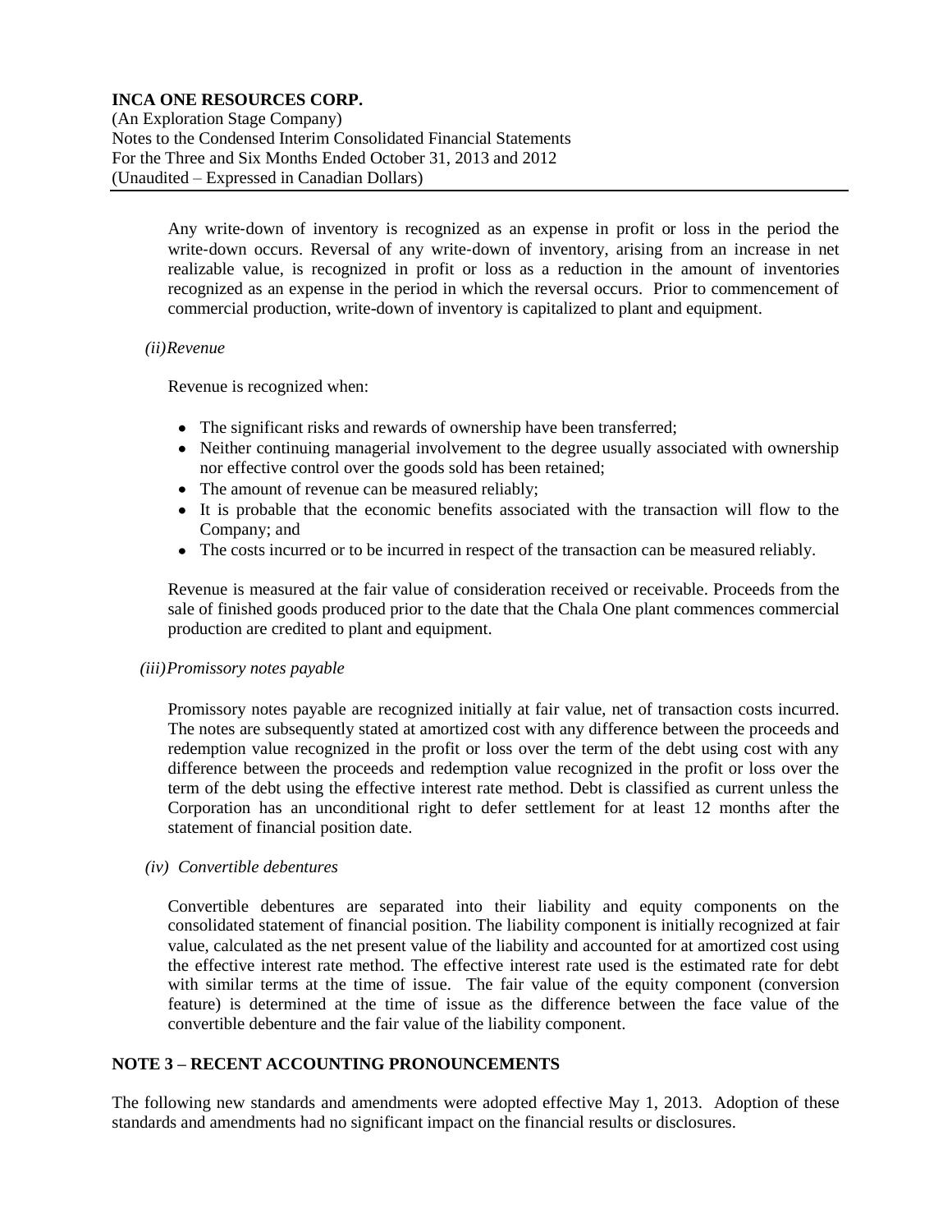Any write-down of inventory is recognized as an expense in profit or loss in the period the write-down occurs. Reversal of any write-down of inventory, arising from an increase in net realizable value, is recognized in profit or loss as a reduction in the amount of inventories recognized as an expense in the period in which the reversal occurs. Prior to commencement of commercial production, write-down of inventory is capitalized to plant and equipment.

*(ii) Revenue*

Revenue is recognized when:

- The significant risks and rewards of ownership have been transferred;
- Neither continuing managerial involvement to the degree usually associated with ownership nor effective control over the goods sold has been retained;
- The amount of revenue can be measured reliably;
- It is probable that the economic benefits associated with the transaction will flow to the Company; and
- The costs incurred or to be incurred in respect of the transaction can be measured reliably.

Revenue is measured at the fair value of consideration received or receivable. Proceeds from the sale of finished goods produced prior to the date that the Chala One plant commences commercial production are credited to plant and equipment.

*(iii) Promissory notes payable*

Promissory notes payable are recognized initially at fair value, net of transaction costs incurred. The notes are subsequently stated at amortized cost with any difference between the proceeds and redemption value recognized in the profit or loss over the term of the debt using cost with any difference between the proceeds and redemption value recognized in the profit or loss over the term of the debt using the effective interest rate method. Debt is classified as current unless the Corporation has an unconditional right to defer settlement for at least 12 months after the statement of financial position date.

*(iv) Convertible debentures*

Convertible debentures are separated into their liability and equity components on the consolidated statement of financial position. The liability component is initially recognized at fair value, calculated as the net present value of the liability and accounted for at amortized cost using the effective interest rate method. The effective interest rate used is the estimated rate for debt with similar terms at the time of issue. The fair value of the equity component (conversion feature) is determined at the time of issue as the difference between the face value of the convertible debenture and the fair value of the liability component.

## NOTE 3 – RECENT ACCOUNTING PRONOUNCEMENTS

The following new standards and amendments were adopted effective May 1, 2013. Adoption of these standards and amendments had no significant impact on the financial results or disclosures.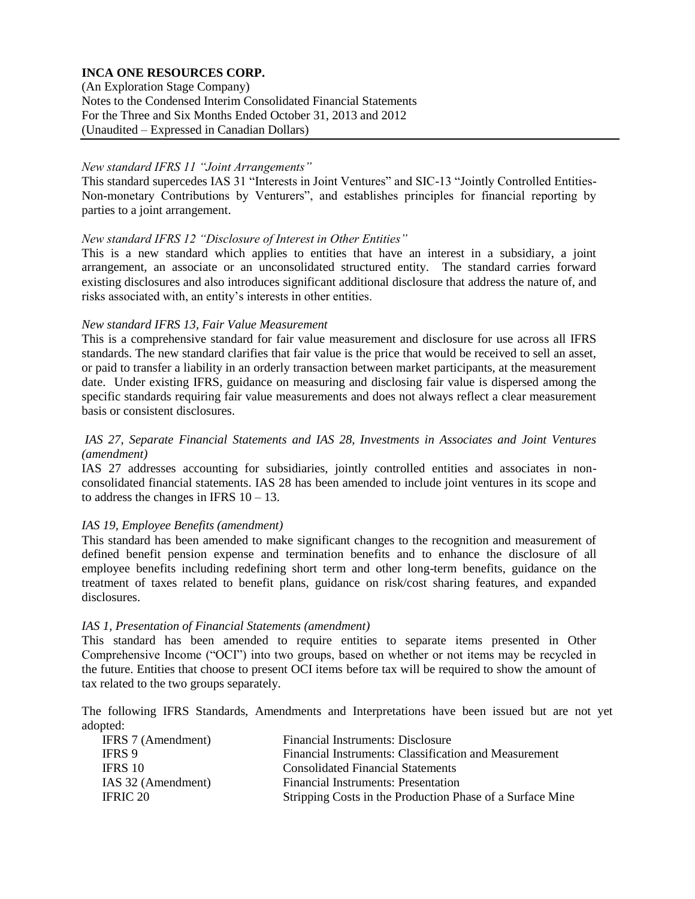*New standard IFRS 11 "Joint Arrangements"*

This standard supercedes IAS 31 "Interests in Joint Ventures" and SIC-13 "Jointly Controlled Entities-Non-monetary Contributions by Venturers", and establishes principles for financial reporting by parties to a joint arrangement.

*New standard IFRS 12 "Disclosure of Interest in Other Entities"*

This is a new standard which applies to entities that have an interest in a subsidiary, a joint arrangement, an associate or an unconsolidated structured entity. The standard carries forward existing disclosures and also introduces significant additional disclosure that address the nature of, and risks associated with, an entity's interests in other entities.

*New standard IFRS 13, Fair Value Measurement*

This is a comprehensive standard for fair value measurement and disclosure for use across all IFRS standards. The new standard clarifies that fair value is the price that would be received to sell an asset, or paid to transfer a liability in an orderly transaction between market participants, at the measurement date. Under existing IFRS, guidance on measuring and disclosing fair value is dispersed among the specific standards requiring fair value measurements and does not always reflect a clear measurement basis or consistent disclosures.

*IAS 27, Separate Financial Statements and IAS 28, Investments in Associates and Joint Ventures (amendment)*

IAS 27 addresses accounting for subsidiaries, jointly controlled entities and associates in non-consolidated financial statements. IAS 28 has been amended to include joint ventures in its scope and to address the changes in IFRS 10 – 13.

*IAS 19, Employee Benefits (amendment)*

This standard has been amended to make significant changes to the recognition and measurement of defined benefit pension expense and termination benefits and to enhance the disclosure of all employee benefits including redefining short term and other long-term benefits, guidance on the treatment of taxes related to benefit plans, guidance on risk/cost sharing features, and expanded disclosures.

*IAS 1, Presentation of Financial Statements (amendment)*

This standard has been amended to require entities to separate items presented in Other Comprehensive Income ("OCI") into two groups, based on whether or not items may be recycled in the future. Entities that choose to present OCI items before tax will be required to show the amount of tax related to the two groups separately.

The following IFRS Standards, Amendments and Interpretations have been issued but are not yet adopted:

| | |
|---|---|
| IFRS 7 (Amendment) | Financial Instruments: Disclosure |
| IFRS 9 | Financial Instruments: Classification and Measurement |
| IFRS 10 | Consolidated Financial Statements |
| IAS 32 (Amendment) | Financial Instruments: Presentation |
| IFRIC 20 | Stripping Costs in the Production Phase of a Surface Mine |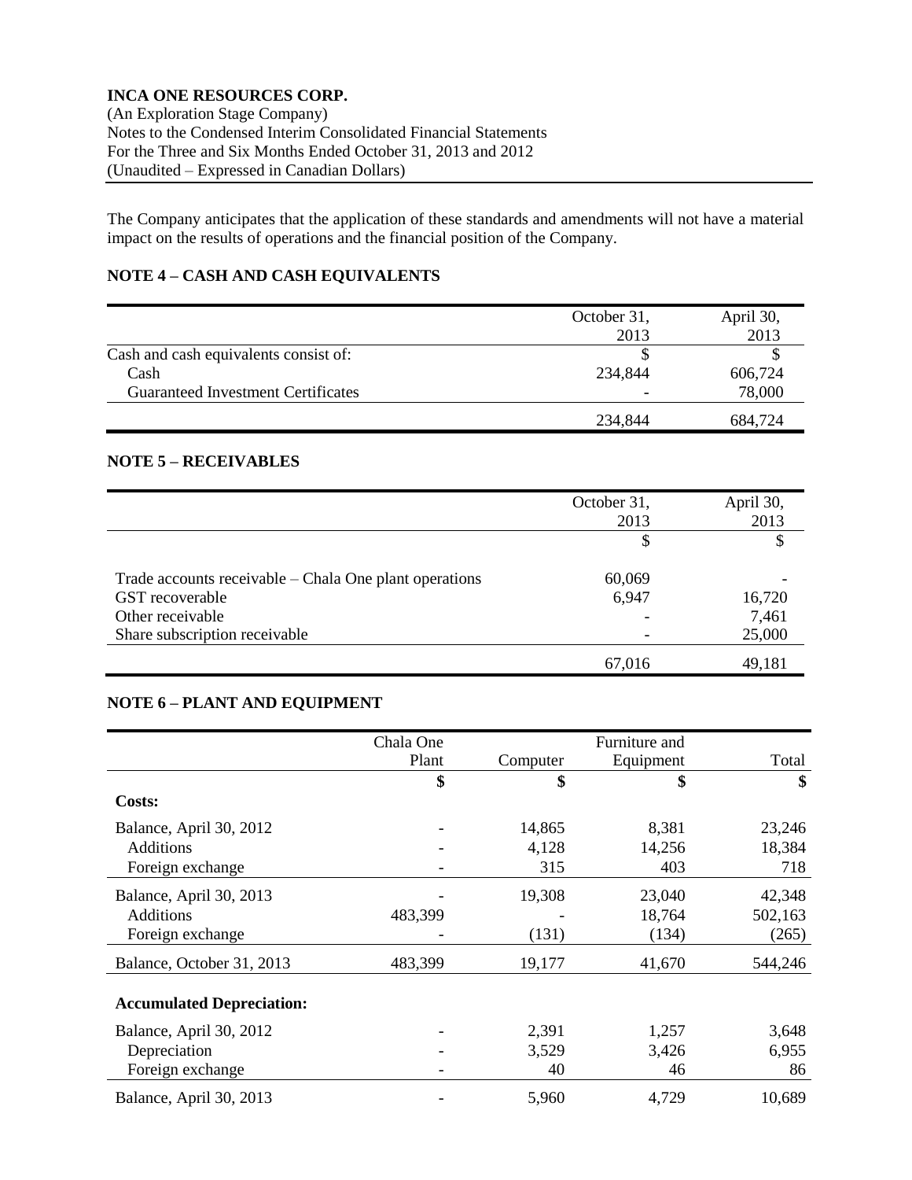The Company anticipates that the application of these standards and amendments will not have a material impact on the results of operations and the financial position of the Company.

## NOTE 4 – CASH AND CASH EQUIVALENTS

| | October 31, 2013 | April 30, 2013 |
|---|---|---|
| Cash and cash equivalents consist of: | $ | $ |
| Cash | 234,844 | 606,724 |
| Guaranteed Investment Certificates | - | 78,000 |
| | 234,844 | 684,724 |

## NOTE 5 – RECEIVABLES

| | October 31, 2013 | April 30, 2013 |
|---|---|---|
| | $ | $ |
| Trade accounts receivable – Chala One plant operations | 60,069 | - |
| GST recoverable | 6,947 | 16,720 |
| Other receivable | - | 7,461 |
| Share subscription receivable | - | 25,000 |
| | 67,016 | 49,181 |

## NOTE 6 – PLANT AND EQUIPMENT

| | Chala One Plant | Computer | Furniture and Equipment | Total |
|---|---|---|---|---|
| | $ | $ | $ | $ |
| **Costs:** | | | | |
| Balance, April 30, 2012 | - | 14,865 | 8,381 | 23,246 |
| Additions | - | 4,128 | 14,256 | 18,384 |
| Foreign exchange | - | 315 | 403 | 718 |
| Balance, April 30, 2013 | - | 19,308 | 23,040 | 42,348 |
| Additions | 483,399 | - | 18,764 | 502,163 |
| Foreign exchange | - | (131) | (134) | (265) |
| Balance, October 31, 2013 | 483,399 | 19,177 | 41,670 | 544,246 |
| **Accumulated Depreciation:** | | | | |
| Balance, April 30, 2012 | - | 2,391 | 1,257 | 3,648 |
| Depreciation | - | 3,529 | 3,426 | 6,955 |
| Foreign exchange | - | 40 | 46 | 86 |
| Balance, April 30, 2013 | - | 5,960 | 4,729 | 10,689 |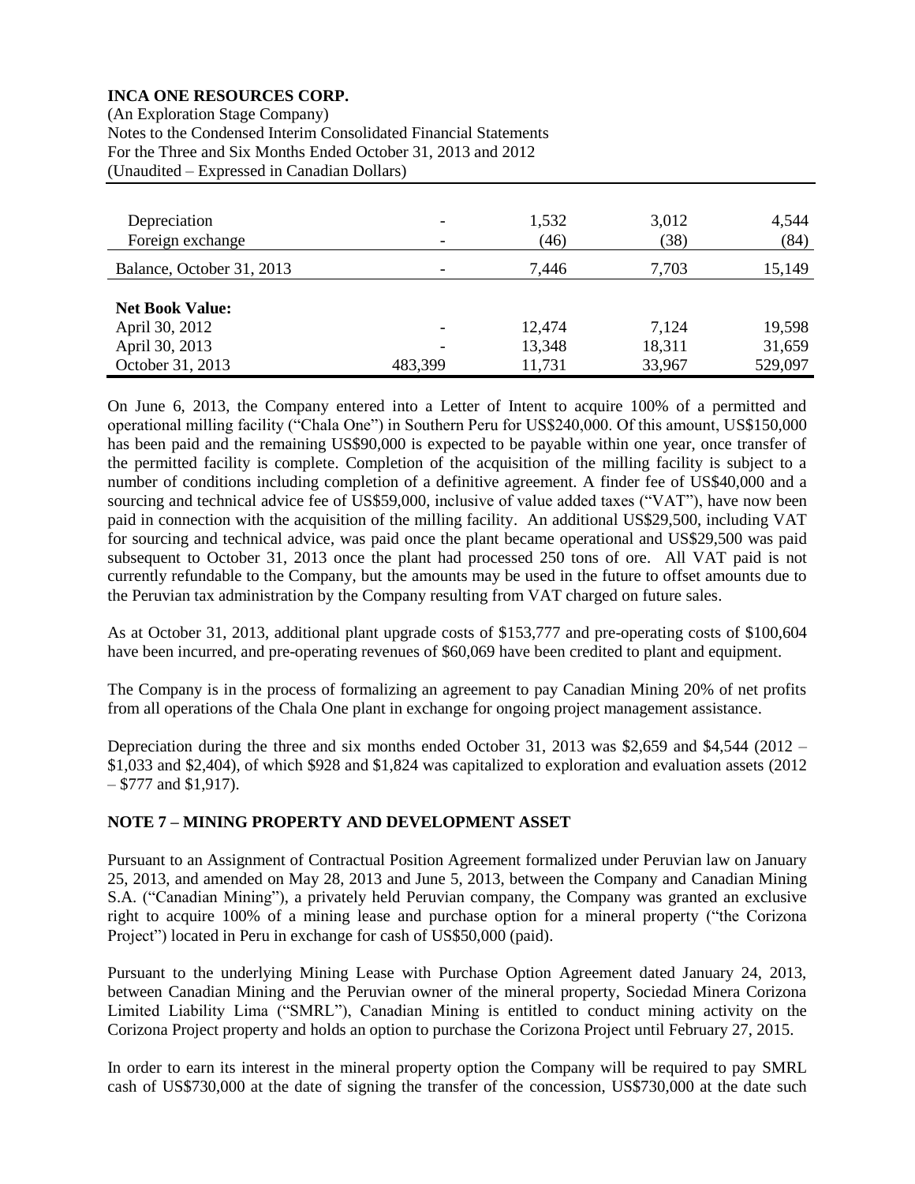| | | | | |
|---|---|---|---|---|
| Depreciation | - | 1,532 | 3,012 | 4,544 |
| Foreign exchange | - | (46) | (38) | (84) |
| Balance, October 31, 2013 | - | 7,446 | 7,703 | 15,149 |
| | | | | |
| **Net Book Value:** | | | | |
| April 30, 2012 | - | 12,474 | 7,124 | 19,598 |
| April 30, 2013 | - | 13,348 | 18,311 | 31,659 |
| October 31, 2013 | 483,399 | 11,731 | 33,967 | 529,097 |

On June 6, 2013, the Company entered into a Letter of Intent to acquire 100% of a permitted and operational milling facility ("Chala One") in Southern Peru for US$240,000. Of this amount, US$150,000 has been paid and the remaining US$90,000 is expected to be payable within one year, once transfer of the permitted facility is complete. Completion of the acquisition of the milling facility is subject to a number of conditions including completion of a definitive agreement. A finder fee of US$40,000 and a sourcing and technical advice fee of US$59,000, inclusive of value added taxes ("VAT"), have now been paid in connection with the acquisition of the milling facility. An additional US$29,500, including VAT for sourcing and technical advice, was paid once the plant became operational and US$29,500 was paid subsequent to October 31, 2013 once the plant had processed 250 tons of ore. All VAT paid is not currently refundable to the Company, but the amounts may be used in the future to offset amounts due to the Peruvian tax administration by the Company resulting from VAT charged on future sales.

As at October 31, 2013, additional plant upgrade costs of $153,777 and pre-operating costs of $100,604 have been incurred, and pre-operating revenues of $60,069 have been credited to plant and equipment.

The Company is in the process of formalizing an agreement to pay Canadian Mining 20% of net profits from all operations of the Chala One plant in exchange for ongoing project management assistance.

Depreciation during the three and six months ended October 31, 2013 was $2,659 and $4,544 (2012 – $1,033 and $2,404), of which $928 and $1,824 was capitalized to exploration and evaluation assets (2012 – $777 and $1,917).

## NOTE 7 – MINING PROPERTY AND DEVELOPMENT ASSET

Pursuant to an Assignment of Contractual Position Agreement formalized under Peruvian law on January 25, 2013, and amended on May 28, 2013 and June 5, 2013, between the Company and Canadian Mining S.A. ("Canadian Mining"), a privately held Peruvian company, the Company was granted an exclusive right to acquire 100% of a mining lease and purchase option for a mineral property ("the Corizona Project") located in Peru in exchange for cash of US$50,000 (paid).

Pursuant to the underlying Mining Lease with Purchase Option Agreement dated January 24, 2013, between Canadian Mining and the Peruvian owner of the mineral property, Sociedad Minera Corizona Limited Liability Lima ("SMRL"), Canadian Mining is entitled to conduct mining activity on the Corizona Project property and holds an option to purchase the Corizona Project until February 27, 2015.

In order to earn its interest in the mineral property option the Company will be required to pay SMRL cash of US$730,000 at the date of signing the transfer of the concession, US$730,000 at the date such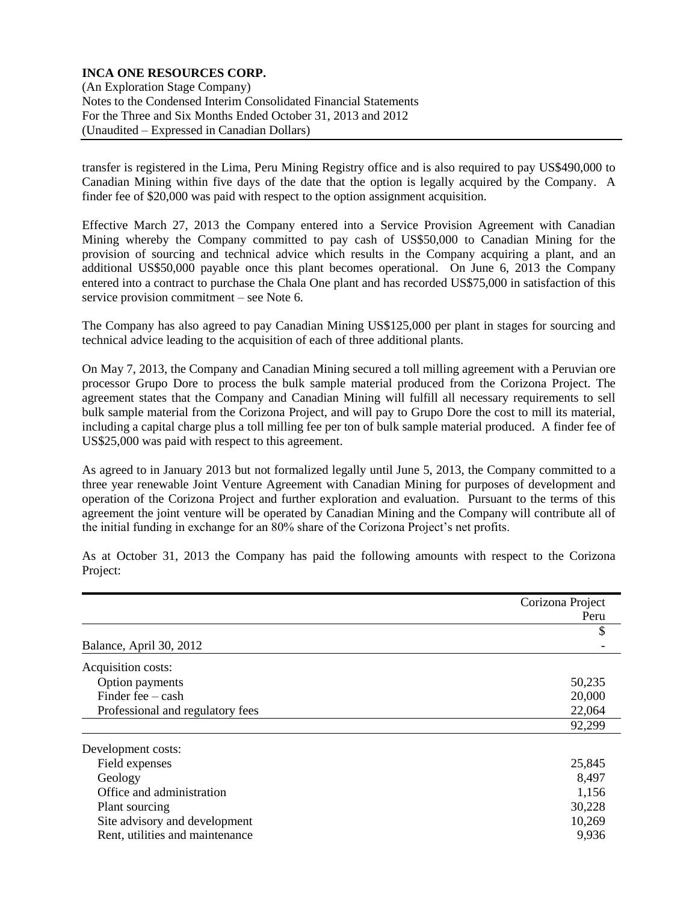transfer is registered in the Lima, Peru Mining Registry office and is also required to pay US$490,000 to Canadian Mining within five days of the date that the option is legally acquired by the Company. A finder fee of $20,000 was paid with respect to the option assignment acquisition.

Effective March 27, 2013 the Company entered into a Service Provision Agreement with Canadian Mining whereby the Company committed to pay cash of US$50,000 to Canadian Mining for the provision of sourcing and technical advice which results in the Company acquiring a plant, and an additional US$50,000 payable once this plant becomes operational. On June 6, 2013 the Company entered into a contract to purchase the Chala One plant and has recorded US$75,000 in satisfaction of this service provision commitment – see Note 6.

The Company has also agreed to pay Canadian Mining US$125,000 per plant in stages for sourcing and technical advice leading to the acquisition of each of three additional plants.

On May 7, 2013, the Company and Canadian Mining secured a toll milling agreement with a Peruvian ore processor Grupo Dore to process the bulk sample material produced from the Corizona Project. The agreement states that the Company and Canadian Mining will fulfill all necessary requirements to sell bulk sample material from the Corizona Project, and will pay to Grupo Dore the cost to mill its material, including a capital charge plus a toll milling fee per ton of bulk sample material produced. A finder fee of US$25,000 was paid with respect to this agreement.

As agreed to in January 2013 but not formalized legally until June 5, 2013, the Company committed to a three year renewable Joint Venture Agreement with Canadian Mining for purposes of development and operation of the Corizona Project and further exploration and evaluation. Pursuant to the terms of this agreement the joint venture will be operated by Canadian Mining and the Company will contribute all of the initial funding in exchange for an 80% share of the Corizona Project's net profits.

As at October 31, 2013 the Company has paid the following amounts with respect to the Corizona Project:

| | Corizona Project Peru |
|---|---|
| | $ |
| Balance, April 30, 2012 | - |
| Acquisition costs: | |
| Option payments | 50,235 |
| Finder fee – cash | 20,000 |
| Professional and regulatory fees | 22,064 |
| | 92,299 |
| Development costs: | |
| Field expenses | 25,845 |
| Geology | 8,497 |
| Office and administration | 1,156 |
| Plant sourcing | 30,228 |
| Site advisory and development | 10,269 |
| Rent, utilities and maintenance | 9,936 |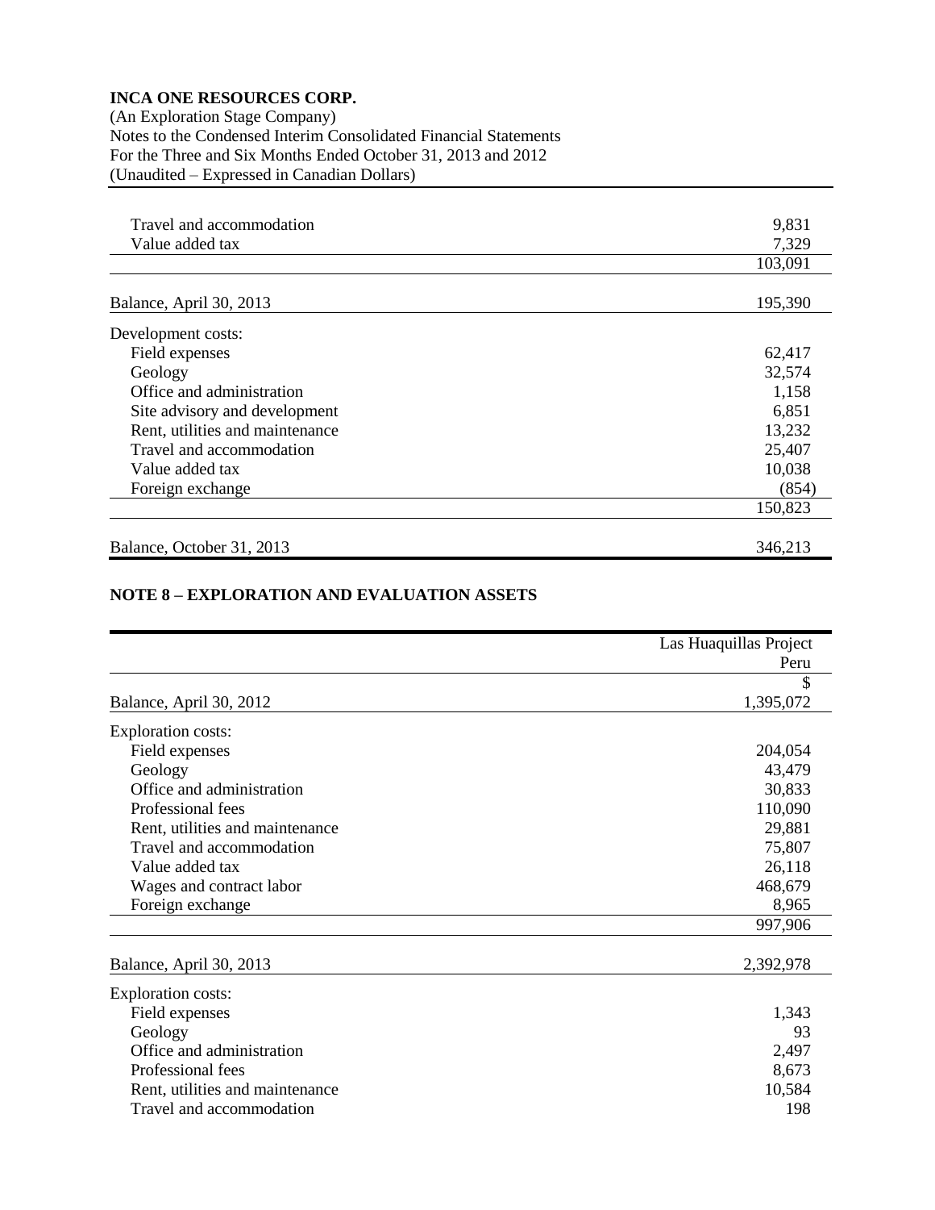| | |
|---|---|
| Travel and accommodation | 9,831 |
| Value added tax | 7,329 |
| | 103,091 |
| | |
| Balance, April 30, 2013 | 195,390 |
| Development costs: | |
| Field expenses | 62,417 |
| Geology | 32,574 |
| Office and administration | 1,158 |
| Site advisory and development | 6,851 |
| Rent, utilities and maintenance | 13,232 |
| Travel and accommodation | 25,407 |
| Value added tax | 10,038 |
| Foreign exchange | (854) |
| | 150,823 |
| | |
| Balance, October 31, 2013 | 346,213 |

## NOTE 8 – EXPLORATION AND EVALUATION ASSETS

| | Las Huaquillas Project Peru |
|---|---|
| | $ |
| Balance, April 30, 2012 | 1,395,072 |
| Exploration costs: | |
| Field expenses | 204,054 |
| Geology | 43,479 |
| Office and administration | 30,833 |
| Professional fees | 110,090 |
| Rent, utilities and maintenance | 29,881 |
| Travel and accommodation | 75,807 |
| Value added tax | 26,118 |
| Wages and contract labor | 468,679 |
| Foreign exchange | 8,965 |
| | 997,906 |
| | |
| Balance, April 30, 2013 | 2,392,978 |
| Exploration costs: | |
| Field expenses | 1,343 |
| Geology | 93 |
| Office and administration | 2,497 |
| Professional fees | 8,673 |
| Rent, utilities and maintenance | 10,584 |
| Travel and accommodation | 198 |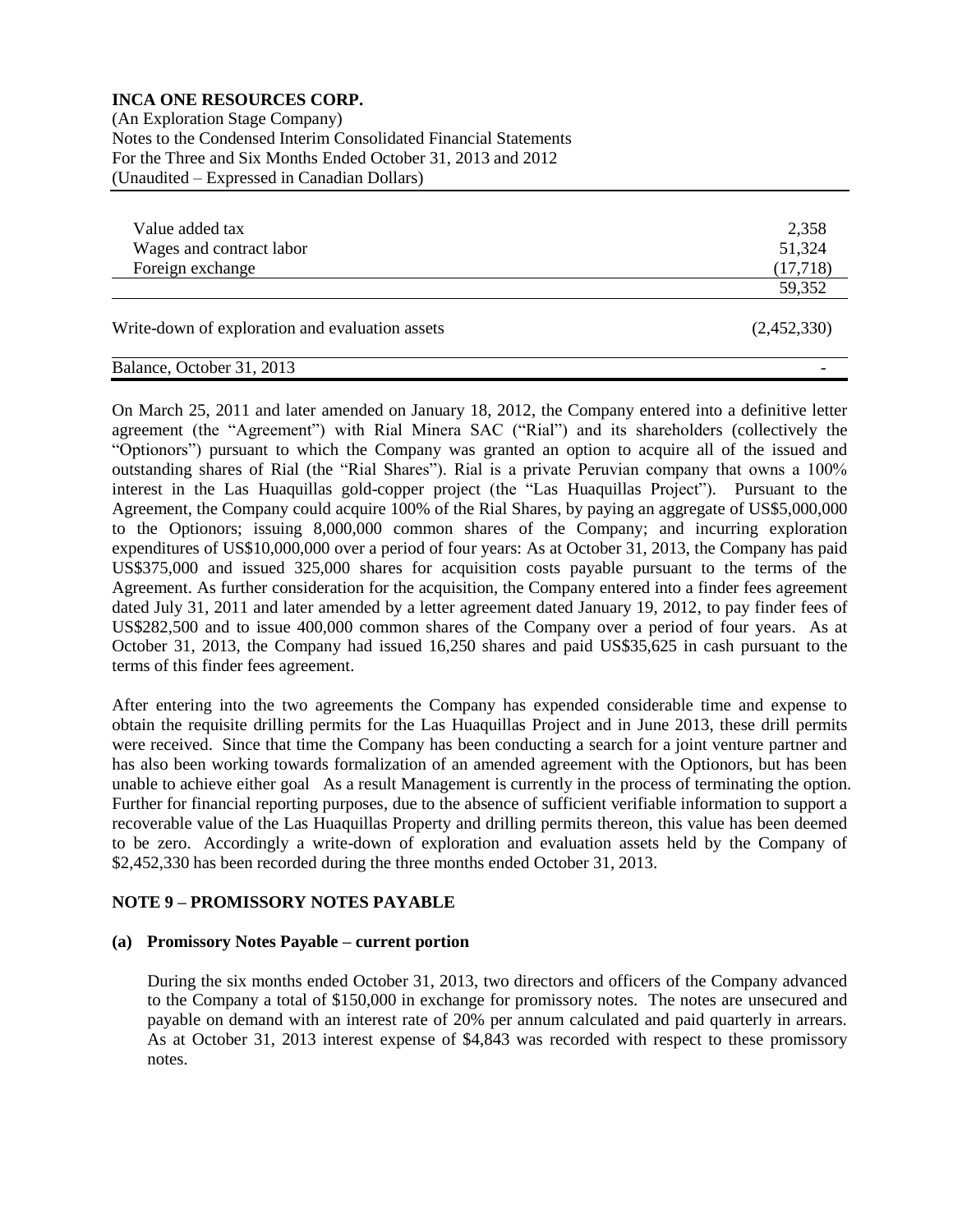| | |
|---|---|
| Value added tax | 2,358 |
| Wages and contract labor | 51,324 |
| Foreign exchange | (17,718) |
| | 59,352 |
| | |
| Write-down of exploration and evaluation assets | (2,452,330) |
| | |
| Balance, October 31, 2013 | - |

On March 25, 2011 and later amended on January 18, 2012, the Company entered into a definitive letter agreement (the "Agreement") with Rial Minera SAC ("Rial") and its shareholders (collectively the "Optionors") pursuant to which the Company was granted an option to acquire all of the issued and outstanding shares of Rial (the "Rial Shares"). Rial is a private Peruvian company that owns a 100% interest in the Las Huaquillas gold-copper project (the "Las Huaquillas Project"). Pursuant to the Agreement, the Company could acquire 100% of the Rial Shares, by paying an aggregate of US$5,000,000 to the Optionors; issuing 8,000,000 common shares of the Company; and incurring exploration expenditures of US$10,000,000 over a period of four years: As at October 31, 2013, the Company has paid US$375,000 and issued 325,000 shares for acquisition costs payable pursuant to the terms of the Agreement. As further consideration for the acquisition, the Company entered into a finder fees agreement dated July 31, 2011 and later amended by a letter agreement dated January 19, 2012, to pay finder fees of US$282,500 and to issue 400,000 common shares of the Company over a period of four years. As at October 31, 2013, the Company had issued 16,250 shares and paid US$35,625 in cash pursuant to the terms of this finder fees agreement.

After entering into the two agreements the Company has expended considerable time and expense to obtain the requisite drilling permits for the Las Huaquillas Project and in June 2013, these drill permits were received. Since that time the Company has been conducting a search for a joint venture partner and has also been working towards formalization of an amended agreement with the Optionors, but has been unable to achieve either goal As a result Management is currently in the process of terminating the option. Further for financial reporting purposes, due to the absence of sufficient verifiable information to support a recoverable value of the Las Huaquillas Property and drilling permits thereon, this value has been deemed to be zero. Accordingly a write-down of exploration and evaluation assets held by the Company of $2,452,330 has been recorded during the three months ended October 31, 2013.

## NOTE 9 – PROMISSORY NOTES PAYABLE

### (a) Promissory Notes Payable – current portion

During the six months ended October 31, 2013, two directors and officers of the Company advanced to the Company a total of $150,000 in exchange for promissory notes. The notes are unsecured and payable on demand with an interest rate of 20% per annum calculated and paid quarterly in arrears. As at October 31, 2013 interest expense of $4,843 was recorded with respect to these promissory notes.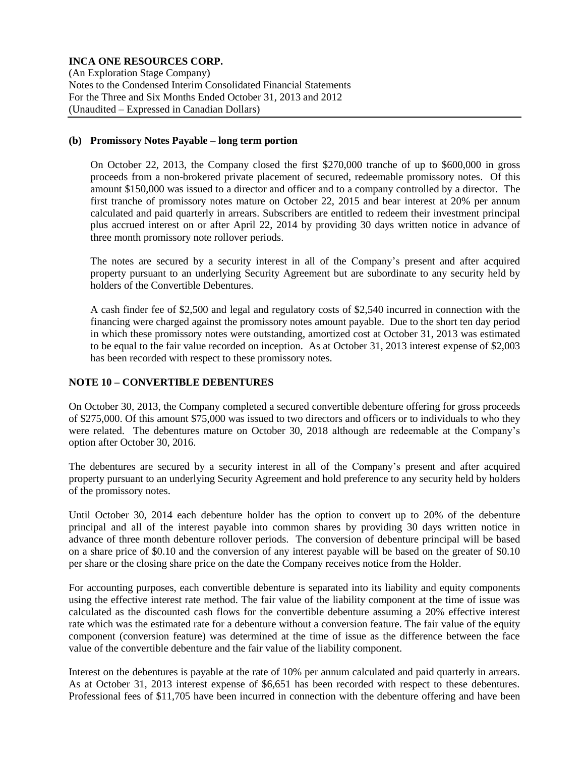### (b) Promissory Notes Payable – long term portion

On October 22, 2013, the Company closed the first $270,000 tranche of up to $600,000 in gross proceeds from a non-brokered private placement of secured, redeemable promissory notes. Of this amount $150,000 was issued to a director and officer and to a company controlled by a director. The first tranche of promissory notes mature on October 22, 2015 and bear interest at 20% per annum calculated and paid quarterly in arrears. Subscribers are entitled to redeem their investment principal plus accrued interest on or after April 22, 2014 by providing 30 days written notice in advance of three month promissory note rollover periods.

The notes are secured by a security interest in all of the Company's present and after acquired property pursuant to an underlying Security Agreement but are subordinate to any security held by holders of the Convertible Debentures.

A cash finder fee of $2,500 and legal and regulatory costs of $2,540 incurred in connection with the financing were charged against the promissory notes amount payable. Due to the short ten day period in which these promissory notes were outstanding, amortized cost at October 31, 2013 was estimated to be equal to the fair value recorded on inception. As at October 31, 2013 interest expense of $2,003 has been recorded with respect to these promissory notes.

## NOTE 10 – CONVERTIBLE DEBENTURES

On October 30, 2013, the Company completed a secured convertible debenture offering for gross proceeds of $275,000. Of this amount $75,000 was issued to two directors and officers or to individuals to who they were related. The debentures mature on October 30, 2018 although are redeemable at the Company's option after October 30, 2016.

The debentures are secured by a security interest in all of the Company's present and after acquired property pursuant to an underlying Security Agreement and hold preference to any security held by holders of the promissory notes.

Until October 30, 2014 each debenture holder has the option to convert up to 20% of the debenture principal and all of the interest payable into common shares by providing 30 days written notice in advance of three month debenture rollover periods. The conversion of debenture principal will be based on a share price of $0.10 and the conversion of any interest payable will be based on the greater of $0.10 per share or the closing share price on the date the Company receives notice from the Holder.

For accounting purposes, each convertible debenture is separated into its liability and equity components using the effective interest rate method. The fair value of the liability component at the time of issue was calculated as the discounted cash flows for the convertible debenture assuming a 20% effective interest rate which was the estimated rate for a debenture without a conversion feature. The fair value of the equity component (conversion feature) was determined at the time of issue as the difference between the face value of the convertible debenture and the fair value of the liability component.

Interest on the debentures is payable at the rate of 10% per annum calculated and paid quarterly in arrears. As at October 31, 2013 interest expense of $6,651 has been recorded with respect to these debentures. Professional fees of $11,705 have been incurred in connection with the debenture offering and have been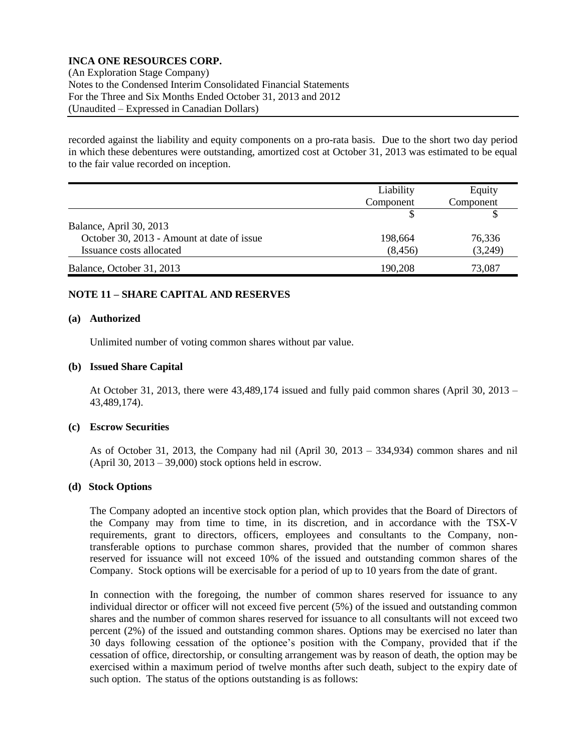recorded against the liability and equity components on a pro-rata basis. Due to the short two day period in which these debentures were outstanding, amortized cost at October 31, 2013 was estimated to be equal to the fair value recorded on inception.

| | Liability Component | Equity Component |
|---|---|---|
| | $ | $ |
| Balance, April 30, 2013 | | |
| October 30, 2013 - Amount at date of issue | 198,664 | 76,336 |
| Issuance costs allocated | (8,456) | (3,249) |
| Balance, October 31, 2013 | 190,208 | 73,087 |

## NOTE 11 – SHARE CAPITAL AND RESERVES

### (a) Authorized

Unlimited number of voting common shares without par value.

### (b) Issued Share Capital

At October 31, 2013, there were 43,489,174 issued and fully paid common shares (April 30, 2013 – 43,489,174).

### (c) Escrow Securities

As of October 31, 2013, the Company had nil (April 30, 2013 – 334,934) common shares and nil (April 30, 2013 – 39,000) stock options held in escrow.

### (d) Stock Options

The Company adopted an incentive stock option plan, which provides that the Board of Directors of the Company may from time to time, in its discretion, and in accordance with the TSX-V requirements, grant to directors, officers, employees and consultants to the Company, non-transferable options to purchase common shares, provided that the number of common shares reserved for issuance will not exceed 10% of the issued and outstanding common shares of the Company. Stock options will be exercisable for a period of up to 10 years from the date of grant.

In connection with the foregoing, the number of common shares reserved for issuance to any individual director or officer will not exceed five percent (5%) of the issued and outstanding common shares and the number of common shares reserved for issuance to all consultants will not exceed two percent (2%) of the issued and outstanding common shares. Options may be exercised no later than 30 days following cessation of the optionee's position with the Company, provided that if the cessation of office, directorship, or consulting arrangement was by reason of death, the option may be exercised within a maximum period of twelve months after such death, subject to the expiry date of such option. The status of the options outstanding is as follows: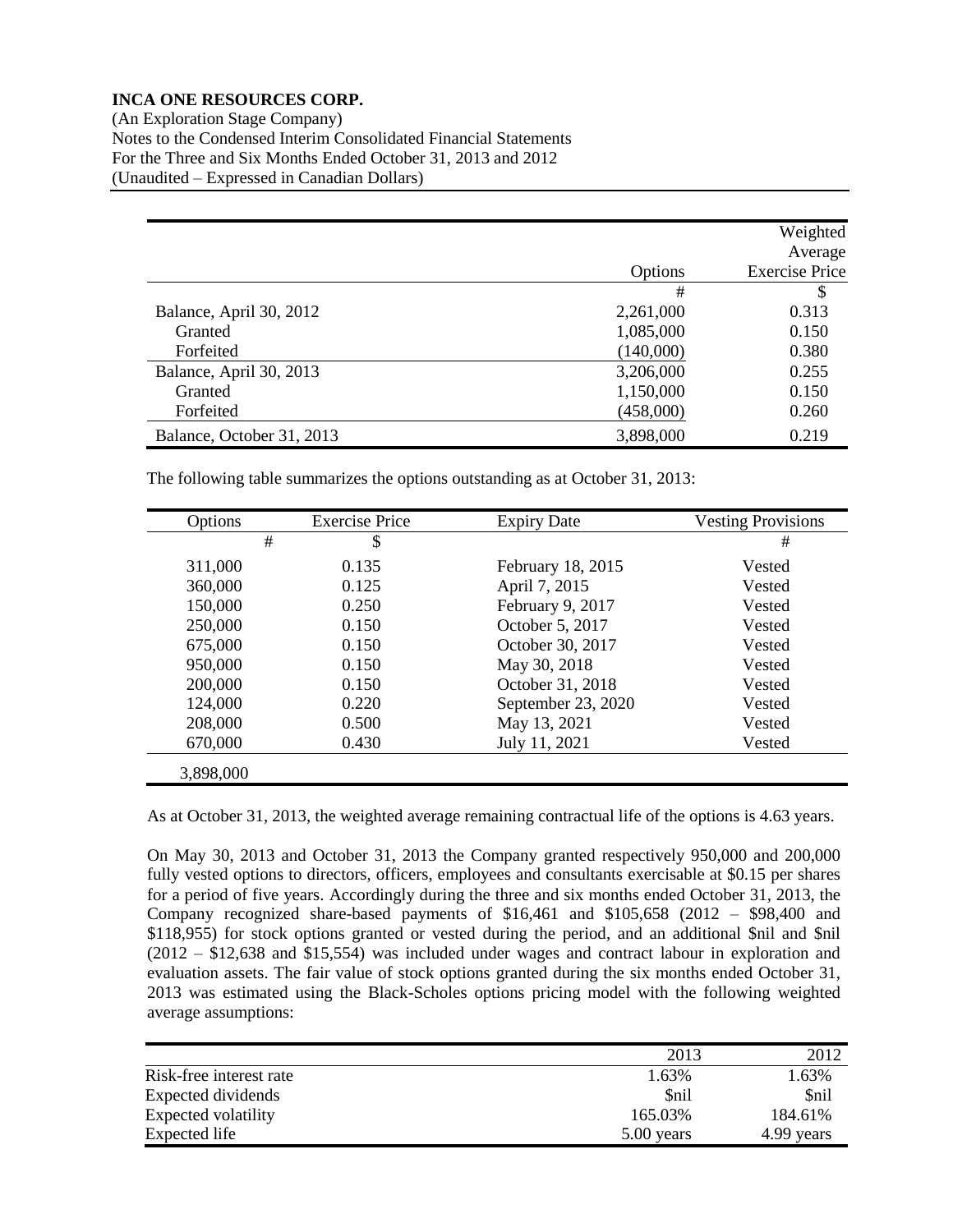**INCA ONE RESOURCES CORP.**
(An Exploration Stage Company)
Notes to the Condensed Interim Consolidated Financial Statements
For the Three and Six Months Ended October 31, 2013 and 2012
(Unaudited – Expressed in Canadian Dollars)

| | Options | Weighted Average Exercise Price |
|---|---|---|
| | # | $ |
| Balance, April 30, 2012 | 2,261,000 | 0.313 |
| Granted | 1,085,000 | 0.150 |
| Forfeited | (140,000) | 0.380 |
| Balance, April 30, 2013 | 3,206,000 | 0.255 |
| Granted | 1,150,000 | 0.150 |
| Forfeited | (458,000) | 0.260 |
| Balance, October 31, 2013 | 3,898,000 | 0.219 |

The following table summarizes the options outstanding as at October 31, 2013:

| Options | Exercise Price | Expiry Date | Vesting Provisions |
|---|---|---|---|
| # | $ | | # |
| 311,000 | 0.135 | February 18, 2015 | Vested |
| 360,000 | 0.125 | April 7, 2015 | Vested |
| 150,000 | 0.250 | February 9, 2017 | Vested |
| 250,000 | 0.150 | October 5, 2017 | Vested |
| 675,000 | 0.150 | October 30, 2017 | Vested |
| 950,000 | 0.150 | May 30, 2018 | Vested |
| 200,000 | 0.150 | October 31, 2018 | Vested |
| 124,000 | 0.220 | September 23, 2020 | Vested |
| 208,000 | 0.500 | May 13, 2021 | Vested |
| 670,000 | 0.430 | July 11, 2021 | Vested |
| 3,898,000 | | | |

As at October 31, 2013, the weighted average remaining contractual life of the options is 4.63 years.

On May 30, 2013 and October 31, 2013 the Company granted respectively 950,000 and 200,000 fully vested options to directors, officers, employees and consultants exercisable at $0.15 per shares for a period of five years. Accordingly during the three and six months ended October 31, 2013, the Company recognized share-based payments of $16,461 and $105,658 (2012 – $98,400 and $118,955) for stock options granted or vested during the period, and an additional $nil and $nil (2012 – $12,638 and $15,554) was included under wages and contract labour in exploration and evaluation assets. The fair value of stock options granted during the six months ended October 31, 2013 was estimated using the Black-Scholes options pricing model with the following weighted average assumptions:

| | 2013 | 2012 |
|---|---|---|
| Risk-free interest rate | 1.63% | 1.63% |
| Expected dividends | $nil | $nil |
| Expected volatility | 165.03% | 184.61% |
| Expected life | 5.00 years | 4.99 years |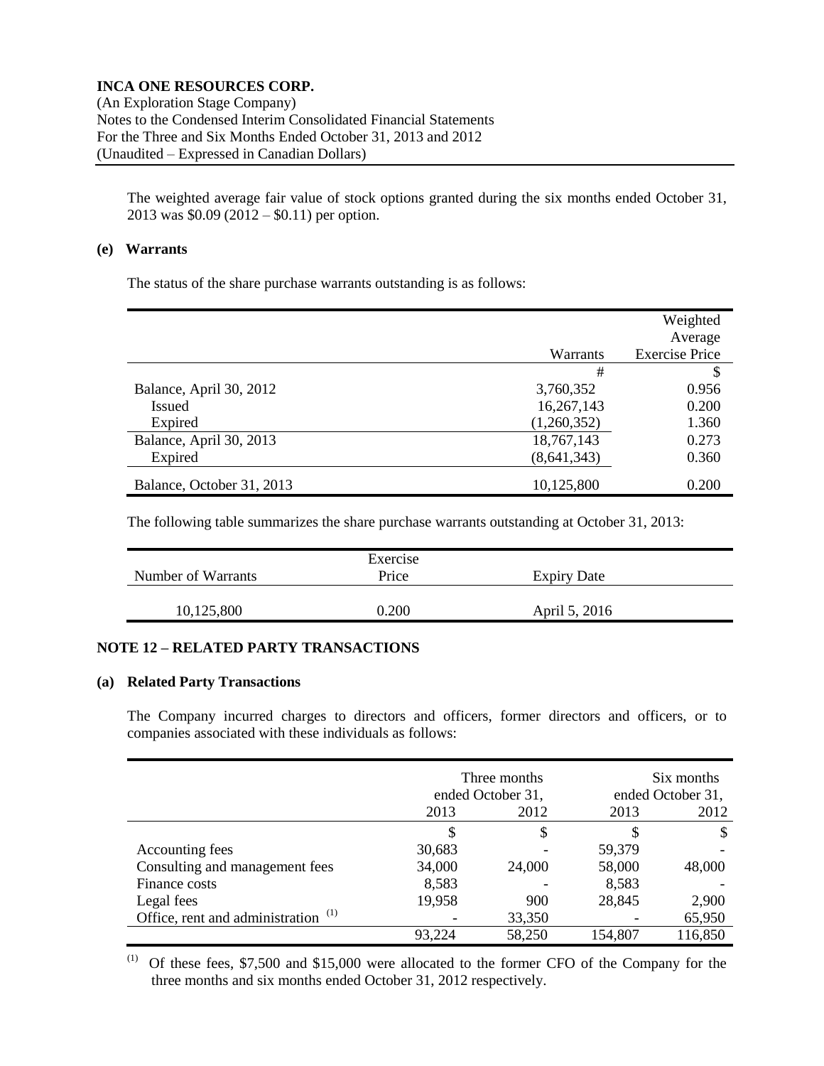The weighted average fair value of stock options granted during the six months ended October 31, 2013 was \$0.09 (2012 – \$0.11) per option.

**(e) Warrants**

The status of the share purchase warrants outstanding is as follows:

| | Warrants | Weighted Average Exercise Price |
|---|---|---|
| | # | \$ |
| Balance, April 30, 2012 | 3,760,352 | 0.956 |
| Issued | 16,267,143 | 0.200 |
| Expired | (1,260,352) | 1.360 |
| Balance, April 30, 2013 | 18,767,143 | 0.273 |
| Expired | (8,641,343) | 0.360 |
| Balance, October 31, 2013 | 10,125,800 | 0.200 |

The following table summarizes the share purchase warrants outstanding at October 31, 2013:

| Number of Warrants | Exercise Price | Expiry Date |
|---|---|---|
| 10,125,800 | 0.200 | April 5, 2016 |

## NOTE 12 – RELATED PARTY TRANSACTIONS

**(a) Related Party Transactions**

The Company incurred charges to directors and officers, former directors and officers, or to companies associated with these individuals as follows:

| | Three months ended October 31, | | Six months ended October 31, | |
|---|---|---|---|---|
| | 2013 | 2012 | 2013 | 2012 |
| | \$ | \$ | \$ | \$ |
| Accounting fees | 30,683 | - | 59,379 | - |
| Consulting and management fees | 34,000 | 24,000 | 58,000 | 48,000 |
| Finance costs | 8,583 | - | 8,583 | - |
| Legal fees | 19,958 | 900 | 28,845 | 2,900 |
| Office, rent and administration [(1)] | - | 33,350 | - | 65,950 |
| | 93,224 | 58,250 | 154,807 | 116,850 |

[(1)] Of these fees, \$7,500 and \$15,000 were allocated to the former CFO of the Company for the three months and six months ended October 31, 2012 respectively.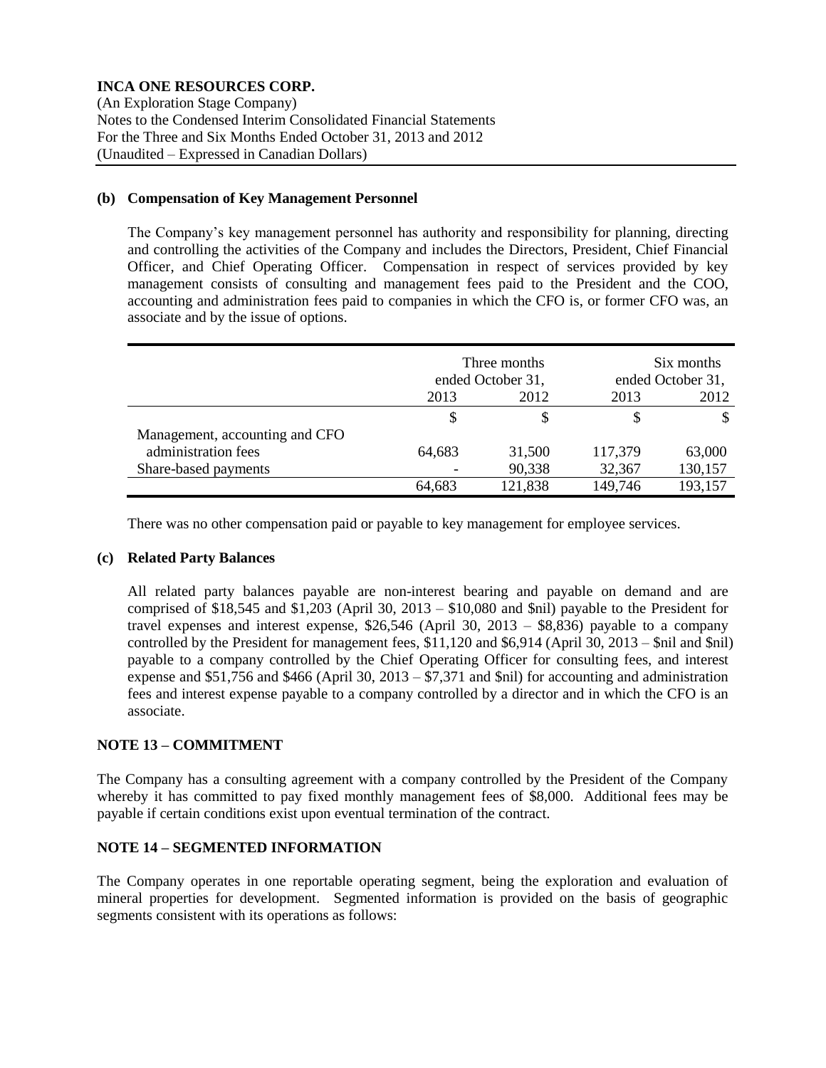**(b) Compensation of Key Management Personnel**

The Company's key management personnel has authority and responsibility for planning, directing and controlling the activities of the Company and includes the Directors, President, Chief Financial Officer, and Chief Operating Officer. Compensation in respect of services provided by key management consists of consulting and management fees paid to the President and the COO, accounting and administration fees paid to companies in which the CFO is, or former CFO was, an associate and by the issue of options.

| | Three months ended October 31, | | Six months ended October 31, | |
|---|---|---|---|---|
| | 2013 | 2012 | 2013 | 2012 |
| | \$ | \$ | \$ | \$ |
| Management, accounting and CFO administration fees | 64,683 | 31,500 | 117,379 | 63,000 |
| Share-based payments | - | 90,338 | 32,367 | 130,157 |
| | 64,683 | 121,838 | 149,746 | 193,157 |

There was no other compensation paid or payable to key management for employee services.

**(c) Related Party Balances**

All related party balances payable are non-interest bearing and payable on demand and are comprised of \$18,545 and \$1,203 (April 30, 2013 – \$10,080 and \$nil) payable to the President for travel expenses and interest expense, \$26,546 (April 30, 2013 – \$8,836) payable to a company controlled by the President for management fees, \$11,120 and \$6,914 (April 30, 2013 – \$nil and \$nil) payable to a company controlled by the Chief Operating Officer for consulting fees, and interest expense and \$51,756 and \$466 (April 30, 2013 – \$7,371 and \$nil) for accounting and administration fees and interest expense payable to a company controlled by a director and in which the CFO is an associate.

## NOTE 13 – COMMITMENT

The Company has a consulting agreement with a company controlled by the President of the Company whereby it has committed to pay fixed monthly management fees of \$8,000. Additional fees may be payable if certain conditions exist upon eventual termination of the contract.

## NOTE 14 – SEGMENTED INFORMATION

The Company operates in one reportable operating segment, being the exploration and evaluation of mineral properties for development. Segmented information is provided on the basis of geographic segments consistent with its operations as follows: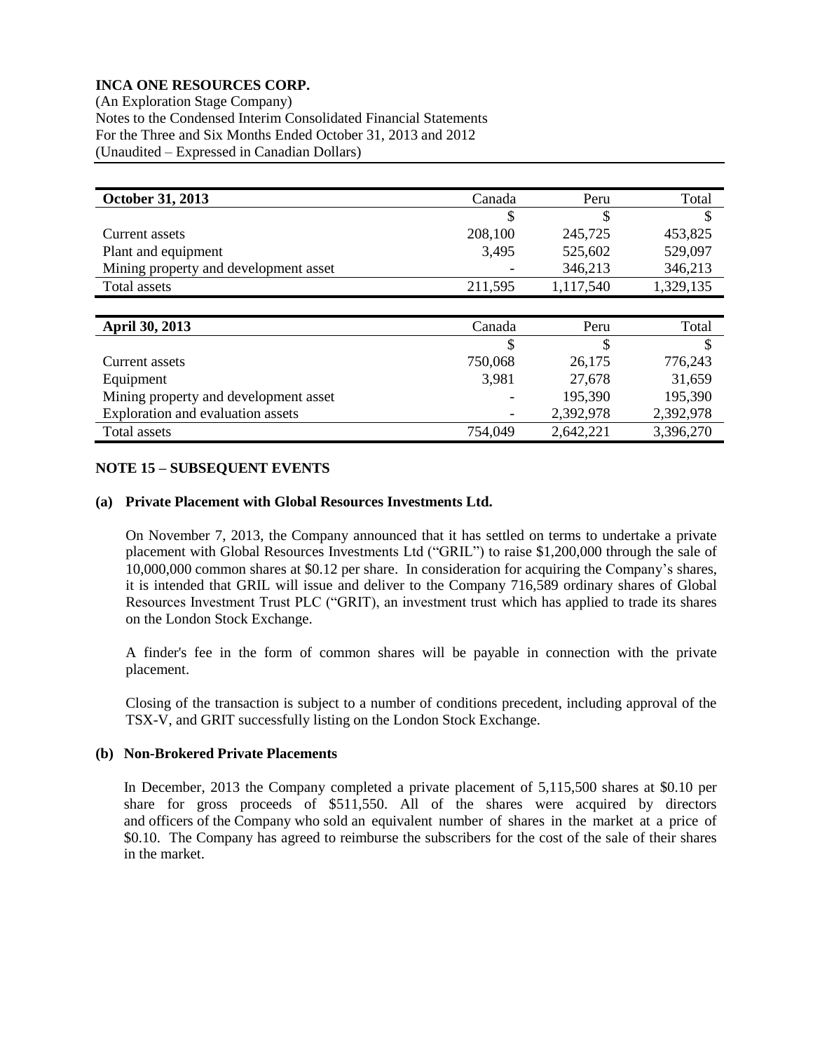| October 31, 2013 | Canada | Peru | Total |
|---|---|---|---|
| | $ | $ | $ |
| Current assets | 208,100 | 245,725 | 453,825 |
| Plant and equipment | 3,495 | 525,602 | 529,097 |
| Mining property and development asset | - | 346,213 | 346,213 |
| Total assets | 211,595 | 1,117,540 | 1,329,135 |

| April 30, 2013 | Canada | Peru | Total |
|---|---|---|---|
| | $ | $ | $ |
| Current assets | 750,068 | 26,175 | 776,243 |
| Equipment | 3,981 | 27,678 | 31,659 |
| Mining property and development asset | - | 195,390 | 195,390 |
| Exploration and evaluation assets | - | 2,392,978 | 2,392,978 |
| Total assets | 754,049 | 2,642,221 | 3,396,270 |

## NOTE 15 – SUBSEQUENT EVENTS

### (a) Private Placement with Global Resources Investments Ltd.

On November 7, 2013, the Company announced that it has settled on terms to undertake a private placement with Global Resources Investments Ltd ("GRIL") to raise $1,200,000 through the sale of 10,000,000 common shares at $0.12 per share. In consideration for acquiring the Company's shares, it is intended that GRIL will issue and deliver to the Company 716,589 ordinary shares of Global Resources Investment Trust PLC ("GRIT), an investment trust which has applied to trade its shares on the London Stock Exchange.

A finder's fee in the form of common shares will be payable in connection with the private placement.

Closing of the transaction is subject to a number of conditions precedent, including approval of the TSX-V, and GRIT successfully listing on the London Stock Exchange.

### (b) Non-Brokered Private Placements

In December, 2013 the Company completed a private placement of 5,115,500 shares at $0.10 per share for gross proceeds of $511,550. All of the shares were acquired by directors and officers of the Company who sold an equivalent number of shares in the market at a price of $0.10. The Company has agreed to reimburse the subscribers for the cost of the sale of their shares in the market.